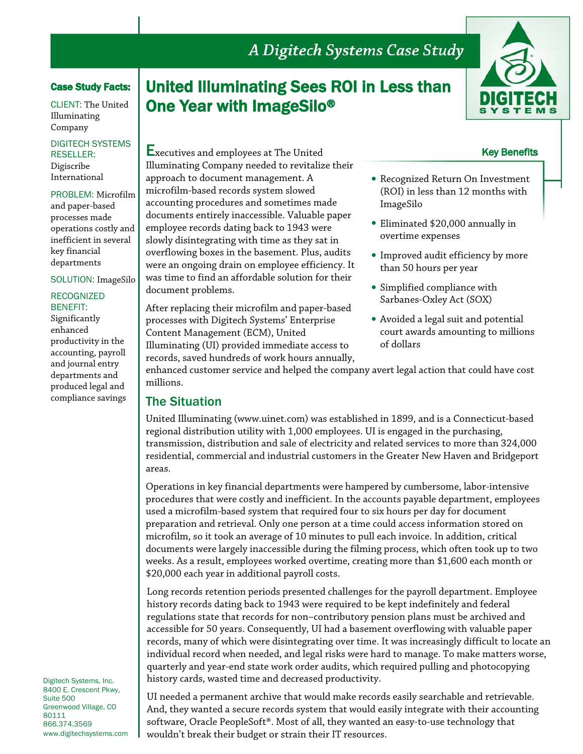*A Digitech Systems Case Study*

# United Illuminating Sees ROI in Less than One Year with ImageSilo®

**Case Study Facts:**

CLIENT: The United Illuminating Company

DIGITECH SYSTEMS RESELLER: Digiscribe International

PROBLEM: Microfilm and paper-based processes made operations costly and inefficient in several key financial departments

SOLUTION: ImageSilo

RECOGNIZED BENEFIT: Significantly enhanced productivity in the accounting, payroll and journal entry departments and produced legal and compliance savings

Executives and employees at The United Illuminating Company needed to revitalize their approach to document management. A microfilm-based records system slowed accounting procedures and sometimes made documents entirely inaccessible. Valuable paper employee records dating back to 1943 were slowly disintegrating with time as they sat in overflowing boxes in the basement. Plus, audits were an ongoing drain on employee efficiency. It was time to find an affordable solution for their document problems.

After replacing their microfilm and paper-based processes with Digitech Systems' Enterprise Content Management (ECM), United Illuminating (UI) provided immediate access to records, saved hundreds of work hours annually, enhanced customer service and helped the company avert legal action that could have cost millions.

### Key Benefits

- Recognized Return On Investment (ROI) in less than 12 months with ImageSilo
- Eliminated $20,000 annually in overtime expenses
- Improved audit efficiency by more than 50 hours per year
- Simplified compliance with Sarbanes-Oxley Act (SOX)
- Avoided a legal suit and potential court awards amounting to millions of dollars

## The Situation

United Illuminating (www.uinet.com) was established in 1899, and is a Connecticut-based regional distribution utility with 1,000 employees. UI is engaged in the purchasing, transmission, distribution and sale of electricity and related services to more than 324,000 residential, commercial and industrial customers in the Greater New Haven and Bridgeport areas.

Operations in key financial departments were hampered by cumbersome, labor-intensive procedures that were costly and inefficient. In the accounts payable department, employees used a microfilm-based system that required four to six hours per day for document preparation and retrieval. Only one person at a time could access information stored on microfilm, so it took an average of 10 minutes to pull each invoice. In addition, critical documents were largely inaccessible during the filming process, which often took up to two weeks. As a result, employees worked overtime, creating more than $1,600 each month or $20,000 each year in additional payroll costs.

Long records retention periods presented challenges for the payroll department. Employee history records dating back to 1943 were required to be kept indefinitely and federal regulations state that records for non–contributory pension plans must be archived and accessible for 50 years. Consequently, UI had a basement overflowing with valuable paper records, many of which were disintegrating over time. It was increasingly difficult to locate an individual record when needed, and legal risks were hard to manage. To make matters worse, quarterly and year-end state work order audits, which required pulling and photocopying history cards, wasted time and decreased productivity.

UI needed a permanent archive that would make records easily searchable and retrievable. And, they wanted a secure records system that would easily integrate with their accounting software, Oracle PeopleSoft®. Most of all, they wanted an easy-to-use technology that wouldn't break their budget or strain their IT resources.

Digitech Systems, Inc.
8400 E. Crescent Pkwy, Suite 500
Greenwood Village, CO 80111
866.374.3569
www.digitechsystems.com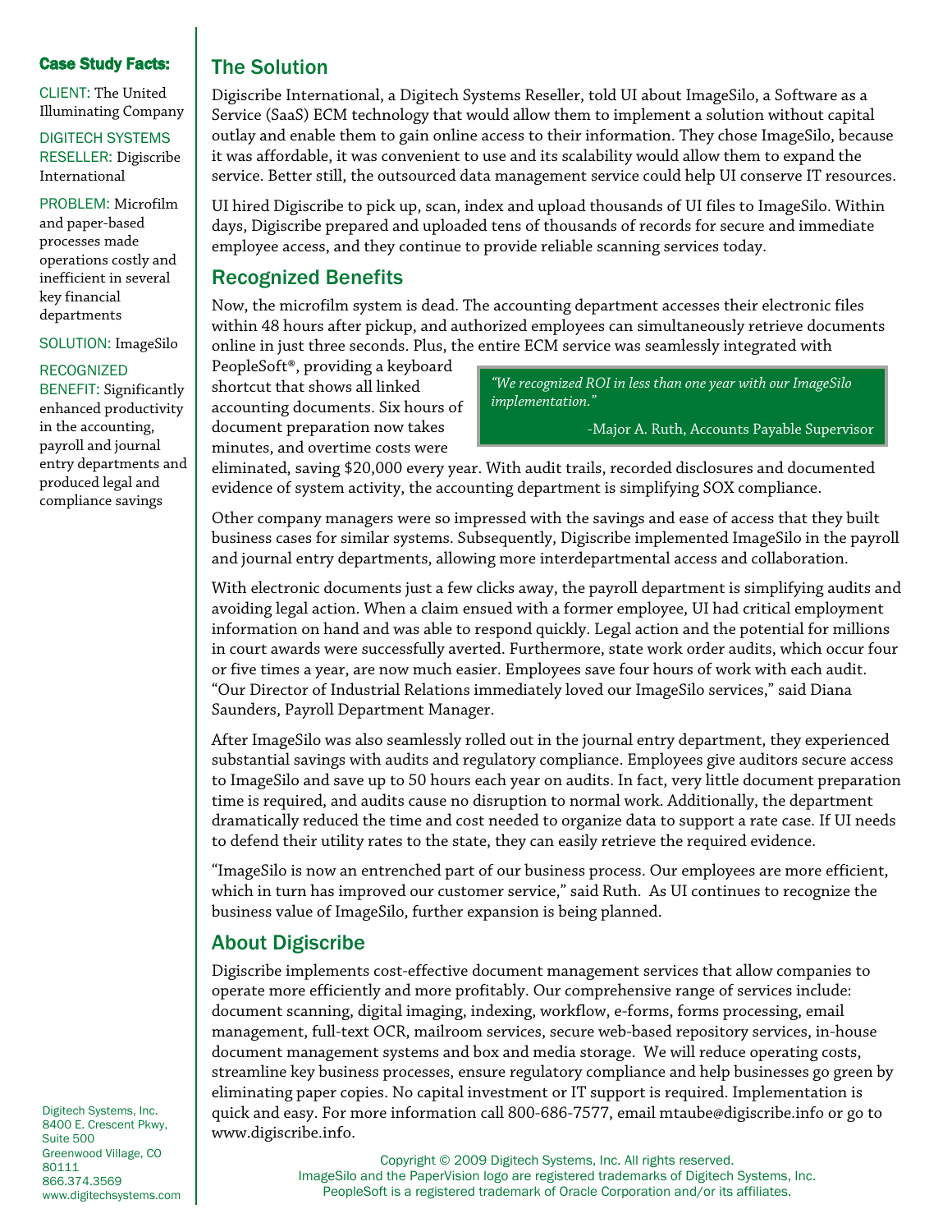**Case Study Facts:**

CLIENT: The United Illuminating Company

DIGITECH SYSTEMS RESELLER: Digiscribe International

PROBLEM: Microfilm and paper-based processes made operations costly and inefficient in several key financial departments

SOLUTION: ImageSilo

RECOGNIZED BENEFIT: Significantly enhanced productivity in the accounting, payroll and journal entry departments and produced legal and compliance savings

## The Solution

Digiscribe International, a Digitech Systems Reseller, told UI about ImageSilo, a Software as a Service (SaaS) ECM technology that would allow them to implement a solution without capital outlay and enable them to gain online access to their information. They chose ImageSilo, because it was affordable, it was convenient to use and its scalability would allow them to expand the service. Better still, the outsourced data management service could help UI conserve IT resources.

UI hired Digiscribe to pick up, scan, index and upload thousands of UI files to ImageSilo. Within days, Digiscribe prepared and uploaded tens of thousands of records for secure and immediate employee access, and they continue to provide reliable scanning services today.

## Recognized Benefits

Now, the microfilm system is dead. The accounting department accesses their electronic files within 48 hours after pickup, and authorized employees can simultaneously retrieve documents online in just three seconds. Plus, the entire ECM service was seamlessly integrated with PeopleSoft®, providing a keyboard shortcut that shows all linked accounting documents. Six hours of document preparation now takes minutes, and overtime costs were eliminated, saving $20,000 every year. With audit trails, recorded disclosures and documented evidence of system activity, the accounting department is simplifying SOX compliance.

> *"We recognized ROI in less than one year with our ImageSilo implementation."*
>
> -Major A. Ruth, Accounts Payable Supervisor

Other company managers were so impressed with the savings and ease of access that they built business cases for similar systems. Subsequently, Digiscribe implemented ImageSilo in the payroll and journal entry departments, allowing more interdepartmental access and collaboration.

With electronic documents just a few clicks away, the payroll department is simplifying audits and avoiding legal action. When a claim ensued with a former employee, UI had critical employment information on hand and was able to respond quickly. Legal action and the potential for millions in court awards were successfully averted. Furthermore, state work order audits, which occur four or five times a year, are now much easier. Employees save four hours of work with each audit. "Our Director of Industrial Relations immediately loved our ImageSilo services," said Diana Saunders, Payroll Department Manager.

After ImageSilo was also seamlessly rolled out in the journal entry department, they experienced substantial savings with audits and regulatory compliance. Employees give auditors secure access to ImageSilo and save up to 50 hours each year on audits. In fact, very little document preparation time is required, and audits cause no disruption to normal work. Additionally, the department dramatically reduced the time and cost needed to organize data to support a rate case. If UI needs to defend their utility rates to the state, they can easily retrieve the required evidence.

"ImageSilo is now an entrenched part of our business process. Our employees are more efficient, which in turn has improved our customer service," said Ruth. As UI continues to recognize the business value of ImageSilo, further expansion is being planned.

## About Digiscribe

Digiscribe implements cost-effective document management services that allow companies to operate more efficiently and more profitably. Our comprehensive range of services include: document scanning, digital imaging, indexing, workflow, e-forms, forms processing, email management, full-text OCR, mailroom services, secure web-based repository services, in-house document management systems and box and media storage. We will reduce operating costs, streamline key business processes, ensure regulatory compliance and help businesses go green by eliminating paper copies. No capital investment or IT support is required. Implementation is quick and easy. For more information call 800-686-7577, email mtaube@digiscribe.info or go to www.digiscribe.info.

Digitech Systems, Inc.
8400 E. Crescent Pkwy, Suite 500
Greenwood Village, CO 80111
866.374.3569
www.digitechsystems.com

Copyright © 2009 Digitech Systems, Inc. All rights reserved.
ImageSilo and the PaperVision logo are registered trademarks of Digitech Systems, Inc.
PeopleSoft is a registered trademark of Oracle Corporation and/or its affiliates.